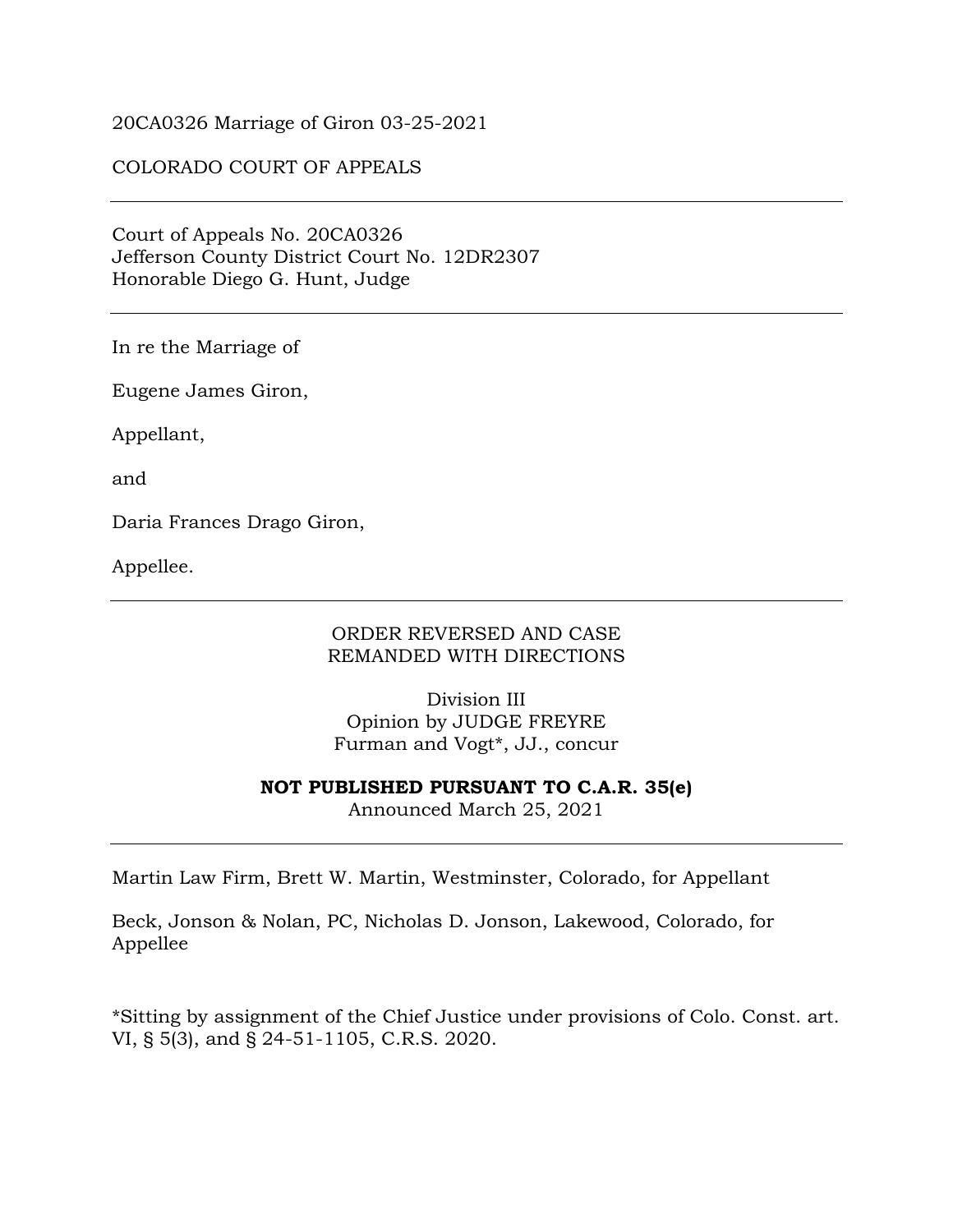20CA0326 Marriage of Giron 03-25-2021

COLORADO COURT OF APPEALS

---

Court of Appeals No. 20CA0326
Jefferson County District Court No. 12DR2307
Honorable Diego G. Hunt, Judge

---

In re the Marriage of

Eugene James Giron,

Appellant,

and

Daria Frances Drago Giron,

Appellee.

---

ORDER REVERSED AND CASE
REMANDED WITH DIRECTIONS

Division III
Opinion by JUDGE FREYRE
Furman and Vogt*, JJ., concur

**NOT PUBLISHED PURSUANT TO C.A.R. 35(e)**
Announced March 25, 2021

---

Martin Law Firm, Brett W. Martin, Westminster, Colorado, for Appellant

Beck, Jonson & Nolan, PC, Nicholas D. Jonson, Lakewood, Colorado, for Appellee

*Sitting by assignment of the Chief Justice under provisions of Colo. Const. art. VI, § 5(3), and § 24-51-1105, C.R.S. 2020.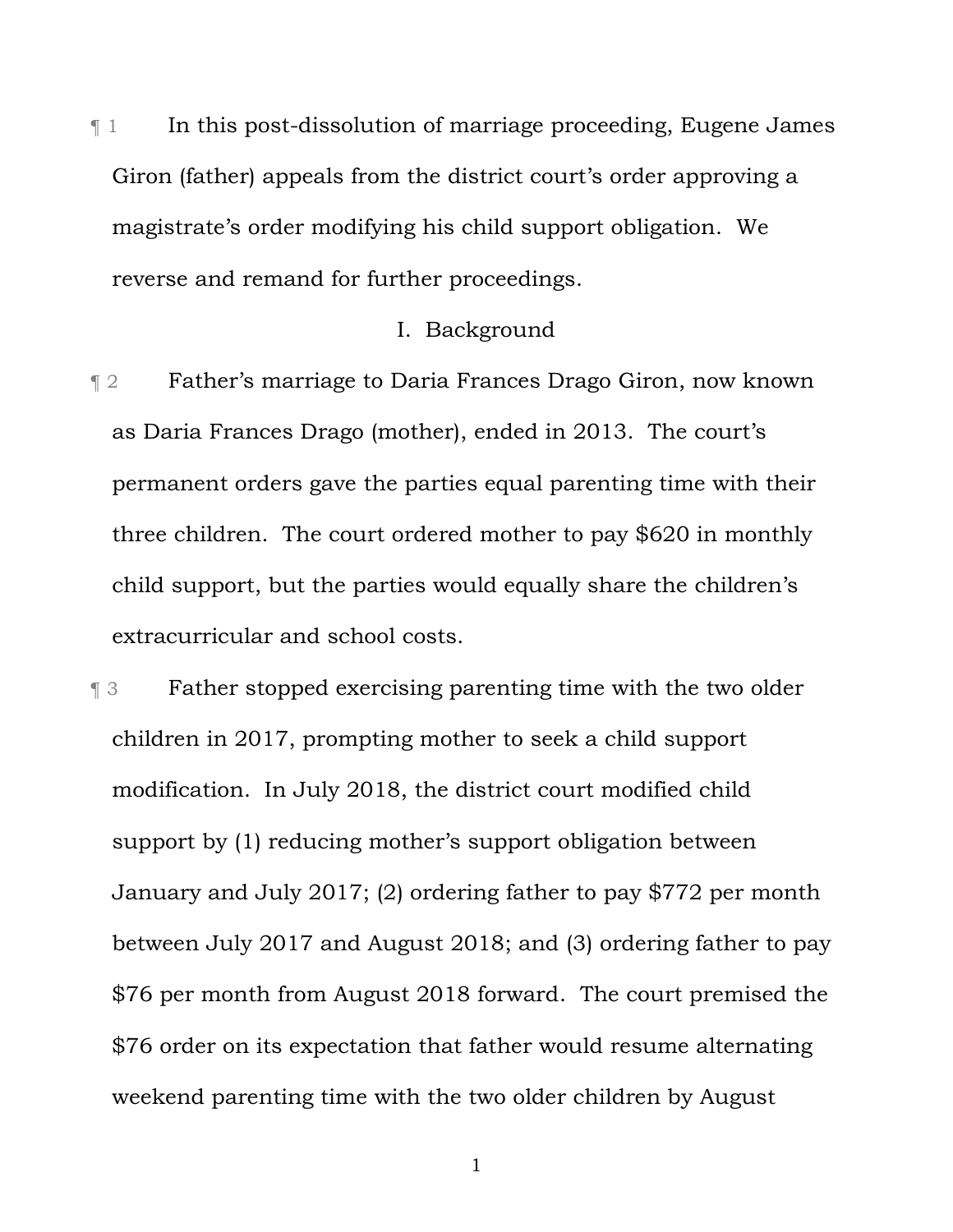¶ 1 In this post-dissolution of marriage proceeding, Eugene James Giron (father) appeals from the district court's order approving a magistrate's order modifying his child support obligation. We reverse and remand for further proceedings.

## I. Background

¶ 2 Father's marriage to Daria Frances Drago Giron, now known as Daria Frances Drago (mother), ended in 2013. The court's permanent orders gave the parties equal parenting time with their three children. The court ordered mother to pay $620 in monthly child support, but the parties would equally share the children's extracurricular and school costs.

¶ 3 Father stopped exercising parenting time with the two older children in 2017, prompting mother to seek a child support modification. In July 2018, the district court modified child support by (1) reducing mother's support obligation between January and July 2017; (2) ordering father to pay $772 per month between July 2017 and August 2018; and (3) ordering father to pay $76 per month from August 2018 forward. The court premised the $76 order on its expectation that father would resume alternating weekend parenting time with the two older children by August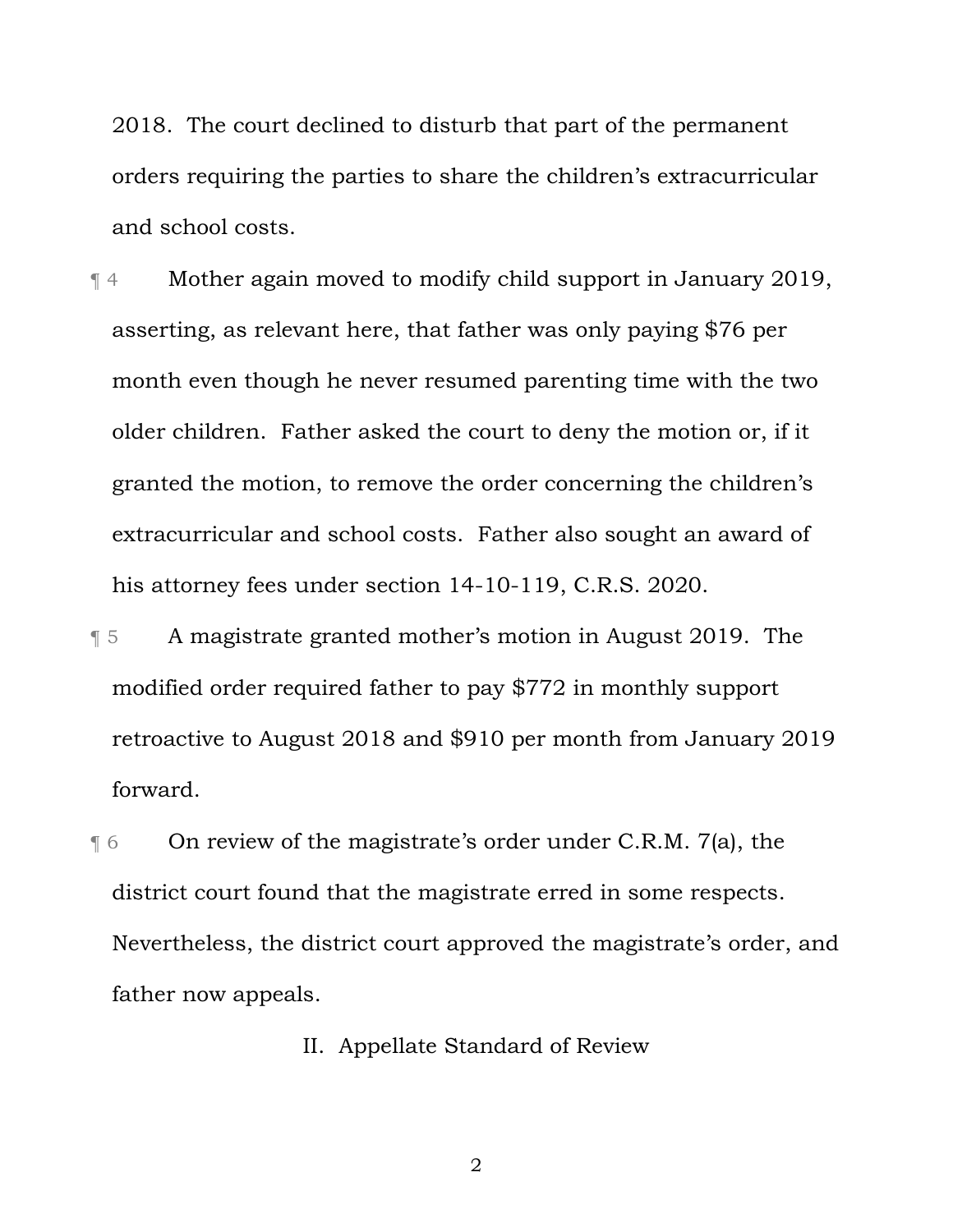2018. The court declined to disturb that part of the permanent orders requiring the parties to share the children's extracurricular and school costs.

¶ 4 Mother again moved to modify child support in January 2019, asserting, as relevant here, that father was only paying $76 per month even though he never resumed parenting time with the two older children. Father asked the court to deny the motion or, if it granted the motion, to remove the order concerning the children's extracurricular and school costs. Father also sought an award of his attorney fees under section 14-10-119, C.R.S. 2020.

¶ 5 A magistrate granted mother's motion in August 2019. The modified order required father to pay $772 in monthly support retroactive to August 2018 and $910 per month from January 2019 forward.

¶ 6 On review of the magistrate's order under C.R.M. 7(a), the district court found that the magistrate erred in some respects. Nevertheless, the district court approved the magistrate's order, and father now appeals.

## II. Appellate Standard of Review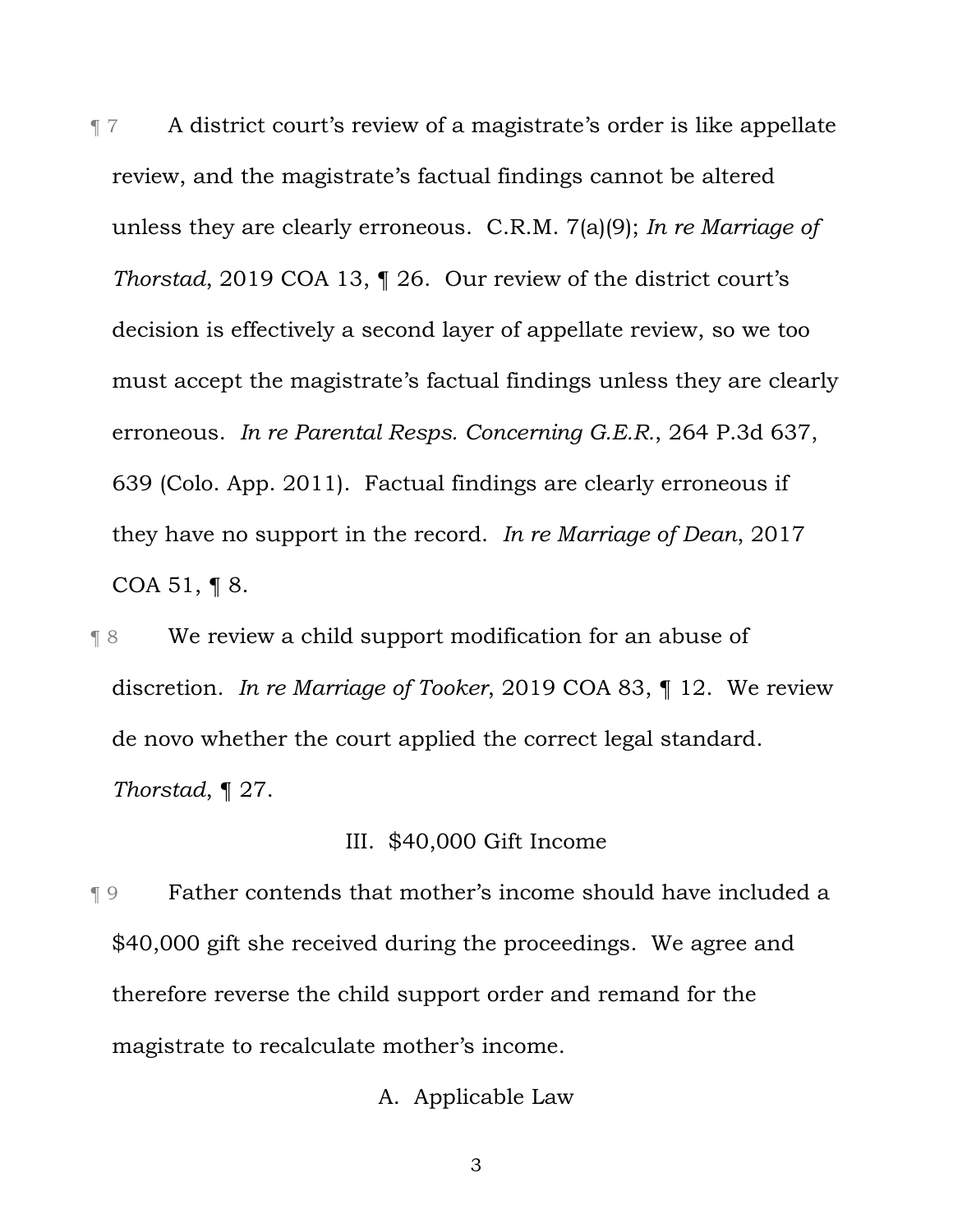¶ 7 A district court's review of a magistrate's order is like appellate review, and the magistrate's factual findings cannot be altered unless they are clearly erroneous. C.R.M. 7(a)(9); *In re Marriage of Thorstad*, 2019 COA 13, ¶ 26. Our review of the district court's decision is effectively a second layer of appellate review, so we too must accept the magistrate's factual findings unless they are clearly erroneous. *In re Parental Resps. Concerning G.E.R.*, 264 P.3d 637, 639 (Colo. App. 2011). Factual findings are clearly erroneous if they have no support in the record. *In re Marriage of Dean*, 2017 COA 51, ¶ 8.

¶ 8 We review a child support modification for an abuse of discretion. *In re Marriage of Tooker*, 2019 COA 83, ¶ 12. We review de novo whether the court applied the correct legal standard. *Thorstad*, ¶ 27.

## III. $40,000 Gift Income

¶ 9 Father contends that mother's income should have included a $40,000 gift she received during the proceedings. We agree and therefore reverse the child support order and remand for the magistrate to recalculate mother's income.

### A. Applicable Law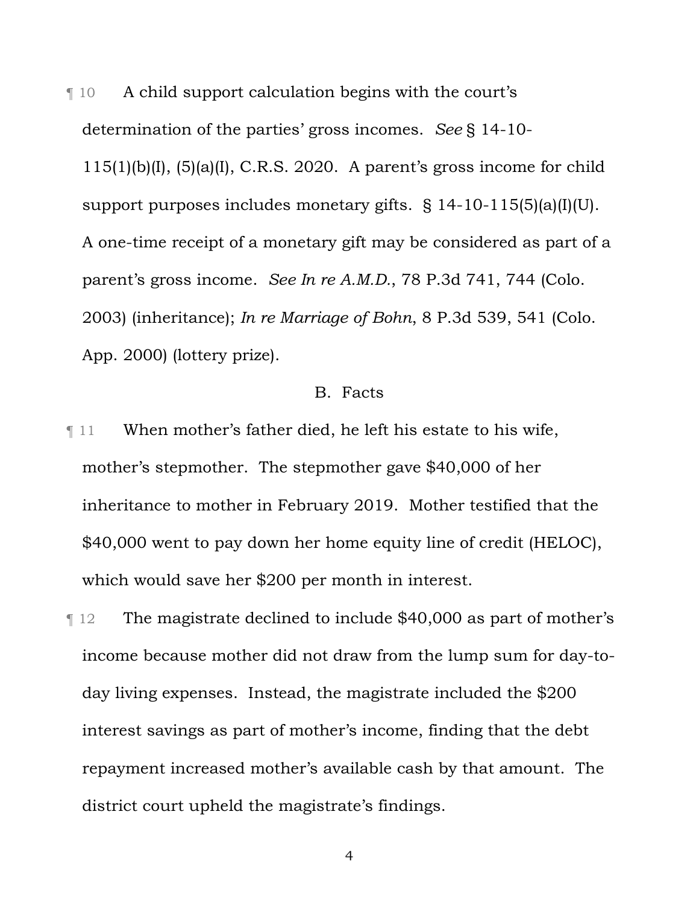¶ 10 A child support calculation begins with the court's determination of the parties' gross incomes. *See* § 14-10-115(1)(b)(I), (5)(a)(I), C.R.S. 2020. A parent's gross income for child support purposes includes monetary gifts. § 14-10-115(5)(a)(I)(U). A one-time receipt of a monetary gift may be considered as part of a parent's gross income. *See In re A.M.D.*, 78 P.3d 741, 744 (Colo. 2003) (inheritance); *In re Marriage of Bohn*, 8 P.3d 539, 541 (Colo. App. 2000) (lottery prize).

### B. Facts

¶ 11 When mother's father died, he left his estate to his wife, mother's stepmother. The stepmother gave $40,000 of her inheritance to mother in February 2019. Mother testified that the $40,000 went to pay down her home equity line of credit (HELOC), which would save her $200 per month in interest.

¶ 12 The magistrate declined to include $40,000 as part of mother's income because mother did not draw from the lump sum for day-to-day living expenses. Instead, the magistrate included the $200 interest savings as part of mother's income, finding that the debt repayment increased mother's available cash by that amount. The district court upheld the magistrate's findings.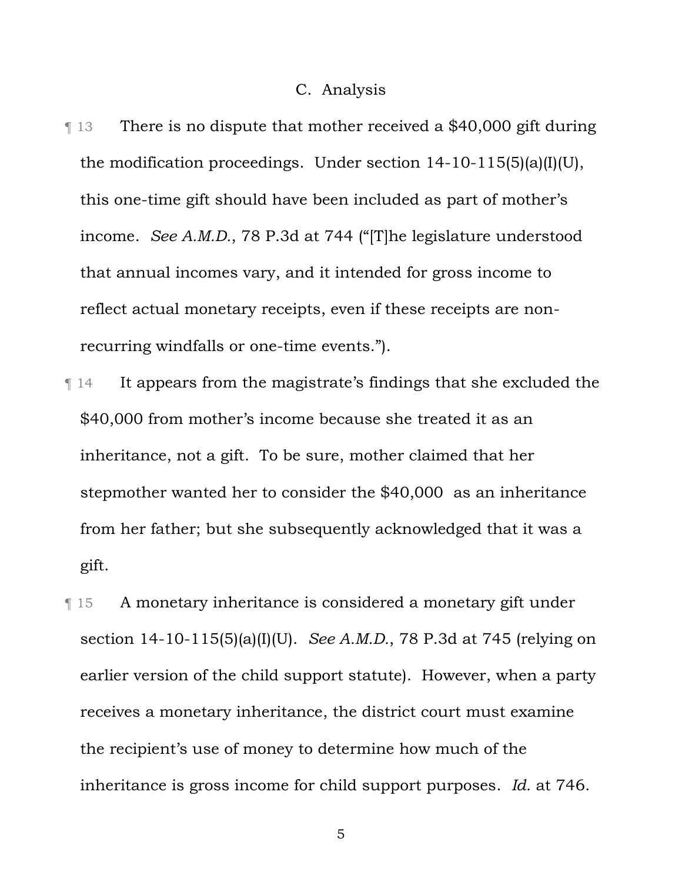### C. Analysis

¶ 13 There is no dispute that mother received a $40,000 gift during the modification proceedings. Under section 14-10-115(5)(a)(I)(U), this one-time gift should have been included as part of mother's income. *See A.M.D.*, 78 P.3d at 744 ("[T]he legislature understood that annual incomes vary, and it intended for gross income to reflect actual monetary receipts, even if these receipts are non-recurring windfalls or one-time events.").

¶ 14 It appears from the magistrate's findings that she excluded the $40,000 from mother's income because she treated it as an inheritance, not a gift. To be sure, mother claimed that her stepmother wanted her to consider the $40,000 as an inheritance from her father; but she subsequently acknowledged that it was a gift.

¶ 15 A monetary inheritance is considered a monetary gift under section 14-10-115(5)(a)(I)(U). *See A.M.D.*, 78 P.3d at 745 (relying on earlier version of the child support statute). However, when a party receives a monetary inheritance, the district court must examine the recipient's use of money to determine how much of the inheritance is gross income for child support purposes. *Id.* at 746.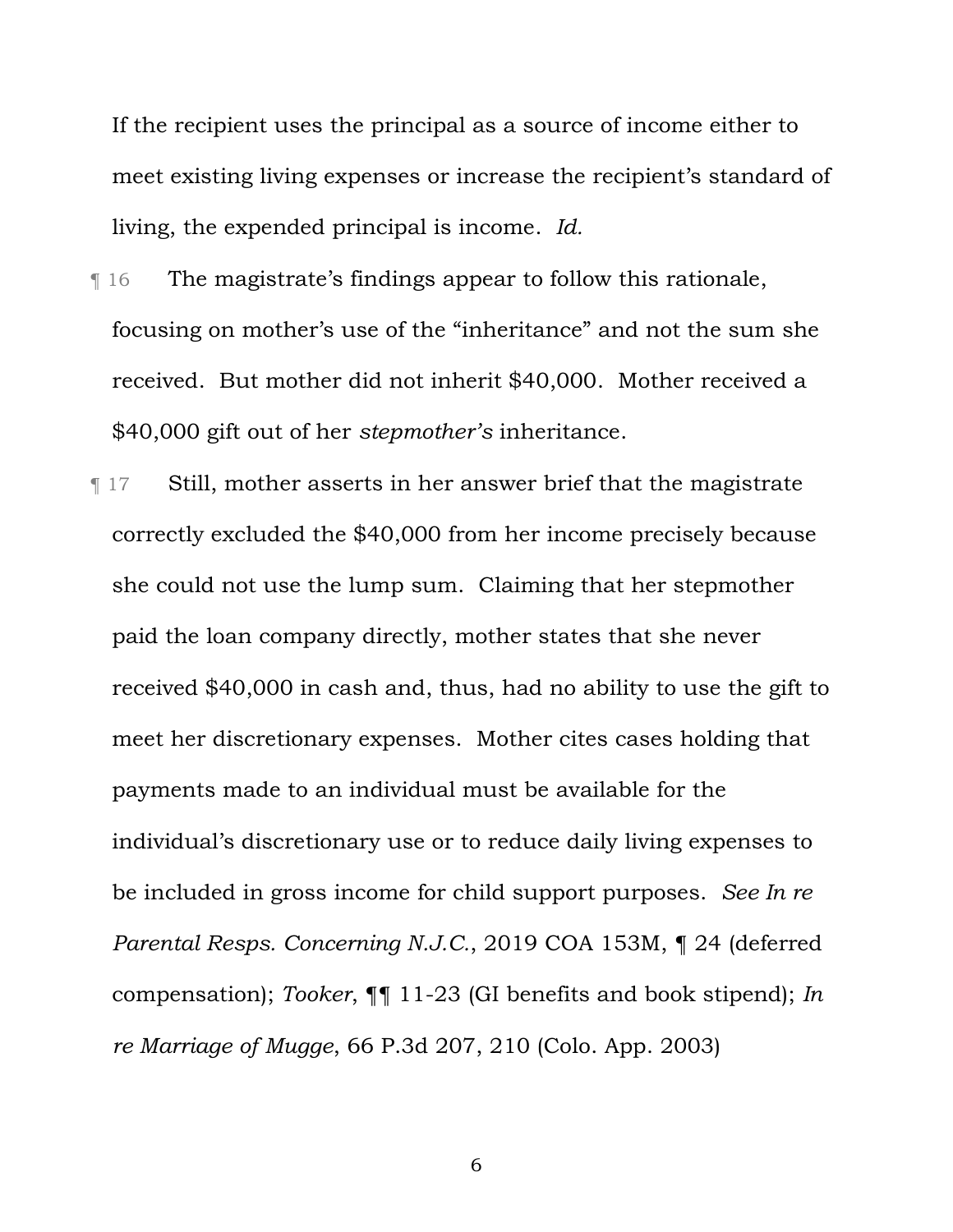If the recipient uses the principal as a source of income either to meet existing living expenses or increase the recipient's standard of living, the expended principal is income. *Id.*

¶ 16 The magistrate's findings appear to follow this rationale, focusing on mother's use of the "inheritance" and not the sum she received. But mother did not inherit $40,000. Mother received a $40,000 gift out of her *stepmother's* inheritance.

¶ 17 Still, mother asserts in her answer brief that the magistrate correctly excluded the $40,000 from her income precisely because she could not use the lump sum. Claiming that her stepmother paid the loan company directly, mother states that she never received $40,000 in cash and, thus, had no ability to use the gift to meet her discretionary expenses. Mother cites cases holding that payments made to an individual must be available for the individual's discretionary use or to reduce daily living expenses to be included in gross income for child support purposes. *See In re Parental Resps. Concerning N.J.C.*, 2019 COA 153M, ¶ 24 (deferred compensation); *Tooker*, ¶¶ 11-23 (GI benefits and book stipend); *In re Marriage of Mugge*, 66 P.3d 207, 210 (Colo. App. 2003)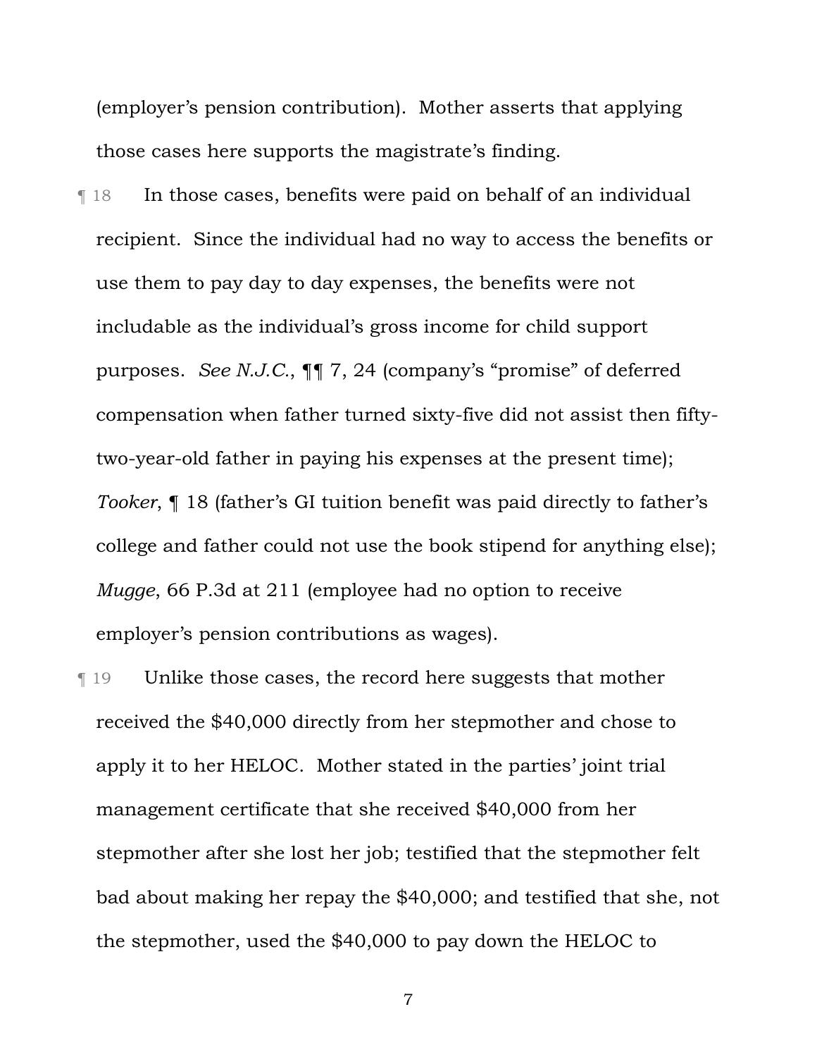(employer's pension contribution). Mother asserts that applying those cases here supports the magistrate's finding.

¶ 18 In those cases, benefits were paid on behalf of an individual recipient. Since the individual had no way to access the benefits or use them to pay day to day expenses, the benefits were not includable as the individual's gross income for child support purposes. *See N.J.C.*, ¶¶ 7, 24 (company's "promise" of deferred compensation when father turned sixty-five did not assist then fifty-two-year-old father in paying his expenses at the present time); *Tooker*, ¶ 18 (father's GI tuition benefit was paid directly to father's college and father could not use the book stipend for anything else); *Mugge*, 66 P.3d at 211 (employee had no option to receive employer's pension contributions as wages).

¶ 19 Unlike those cases, the record here suggests that mother received the $40,000 directly from her stepmother and chose to apply it to her HELOC. Mother stated in the parties' joint trial management certificate that she received $40,000 from her stepmother after she lost her job; testified that the stepmother felt bad about making her repay the $40,000; and testified that she, not the stepmother, used the $40,000 to pay down the HELOC to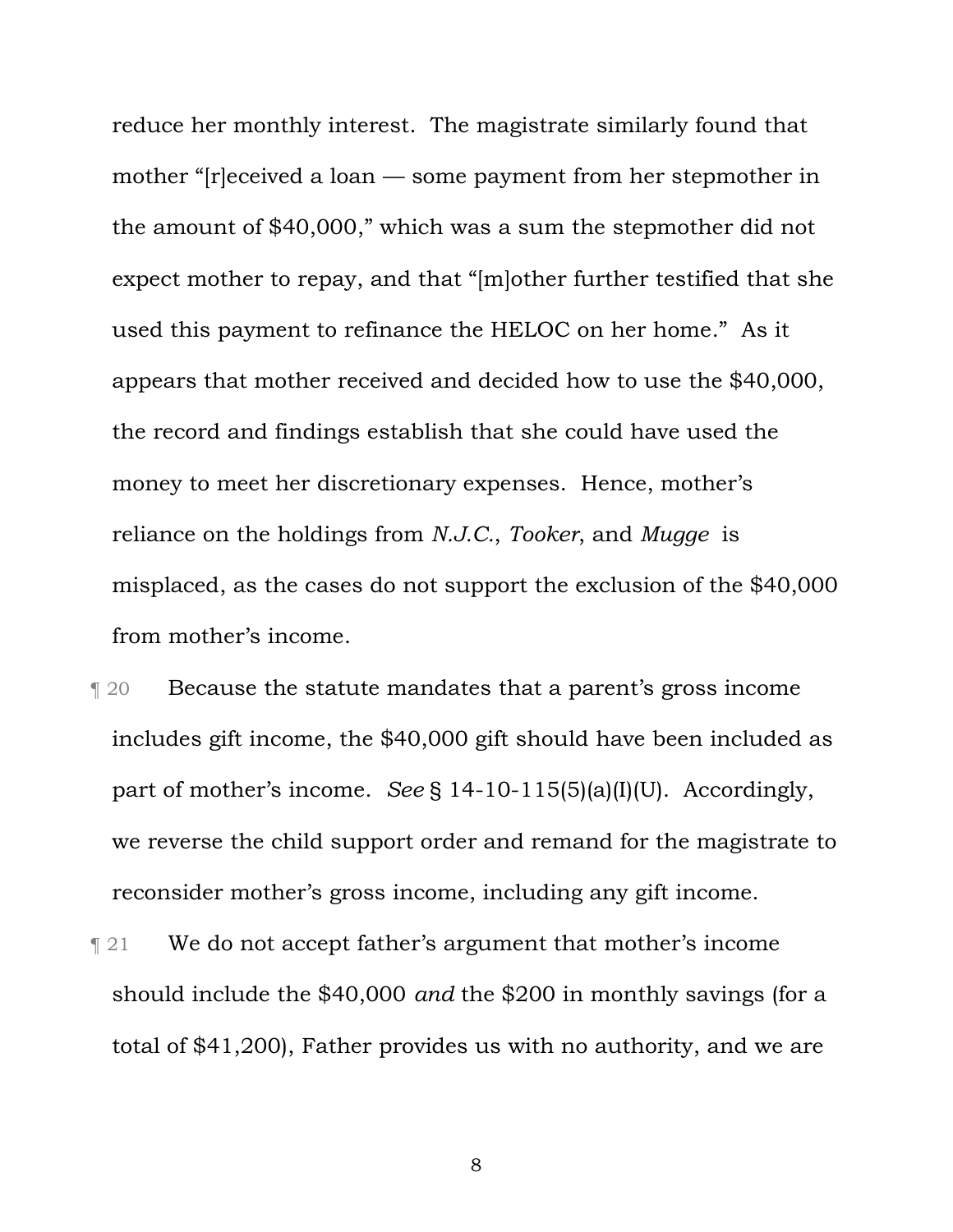reduce her monthly interest. The magistrate similarly found that mother "[r]eceived a loan — some payment from her stepmother in the amount of $40,000," which was a sum the stepmother did not expect mother to repay, and that "[m]other further testified that she used this payment to refinance the HELOC on her home." As it appears that mother received and decided how to use the $40,000, the record and findings establish that she could have used the money to meet her discretionary expenses. Hence, mother's reliance on the holdings from *N.J.C.*, *Tooker*, and *Mugge* is misplaced, as the cases do not support the exclusion of the $40,000 from mother's income.

¶ 20 Because the statute mandates that a parent's gross income includes gift income, the $40,000 gift should have been included as part of mother's income. *See* § 14-10-115(5)(a)(I)(U). Accordingly, we reverse the child support order and remand for the magistrate to reconsider mother's gross income, including any gift income.

¶ 21 We do not accept father's argument that mother's income should include the $40,000 *and* the $200 in monthly savings (for a total of $41,200), Father provides us with no authority, and we are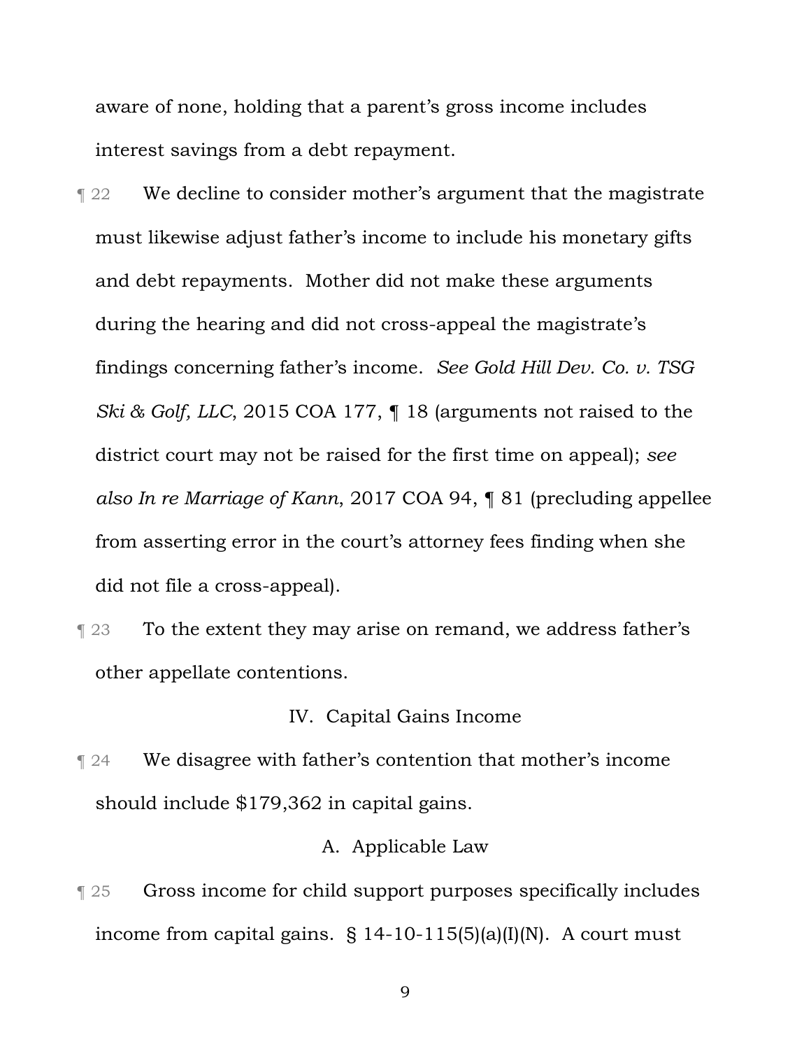aware of none, holding that a parent's gross income includes interest savings from a debt repayment.

¶ 22 We decline to consider mother's argument that the magistrate must likewise adjust father's income to include his monetary gifts and debt repayments. Mother did not make these arguments during the hearing and did not cross-appeal the magistrate's findings concerning father's income. *See Gold Hill Dev. Co. v. TSG Ski & Golf, LLC*, 2015 COA 177, ¶ 18 (arguments not raised to the district court may not be raised for the first time on appeal); *see also In re Marriage of Kann*, 2017 COA 94, ¶ 81 (precluding appellee from asserting error in the court's attorney fees finding when she did not file a cross-appeal).

¶ 23 To the extent they may arise on remand, we address father's other appellate contentions.

## IV. Capital Gains Income

¶ 24 We disagree with father's contention that mother's income should include $179,362 in capital gains.

### A. Applicable Law

¶ 25 Gross income for child support purposes specifically includes income from capital gains. § 14-10-115(5)(a)(I)(N). A court must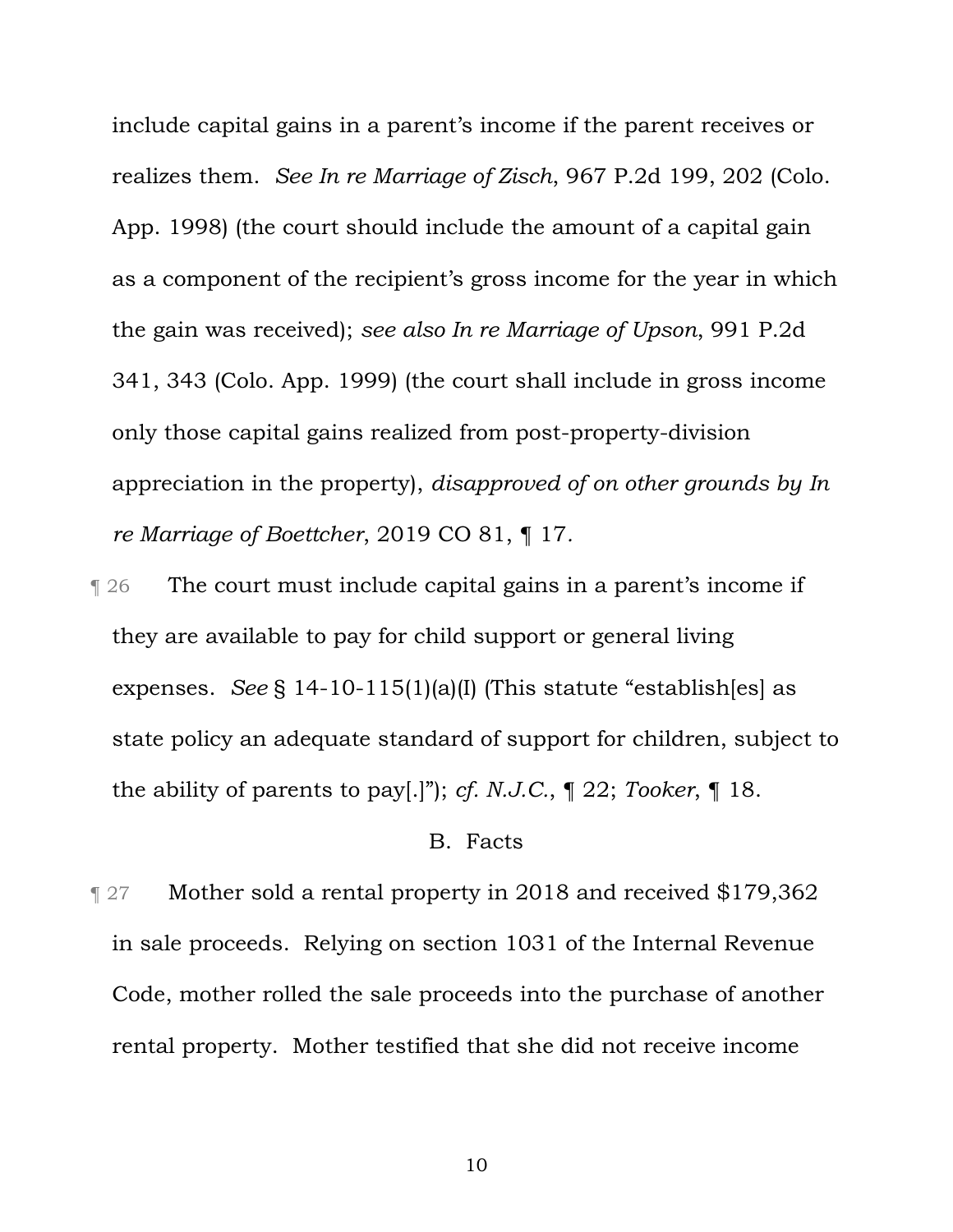include capital gains in a parent's income if the parent receives or realizes them. *See In re Marriage of Zisch*, 967 P.2d 199, 202 (Colo. App. 1998) (the court should include the amount of a capital gain as a component of the recipient's gross income for the year in which the gain was received); *see also In re Marriage of Upson*, 991 P.2d 341, 343 (Colo. App. 1999) (the court shall include in gross income only those capital gains realized from post-property-division appreciation in the property), *disapproved of on other grounds by In re Marriage of Boettcher*, 2019 CO 81, ¶ 17.

¶ 26 The court must include capital gains in a parent's income if they are available to pay for child support or general living expenses. *See* § 14-10-115(1)(a)(I) (This statute "establish[es] as state policy an adequate standard of support for children, subject to the ability of parents to pay[.]"); *cf. N.J.C.*, ¶ 22; *Tooker*, ¶ 18.

### B. Facts

¶ 27 Mother sold a rental property in 2018 and received $179,362 in sale proceeds. Relying on section 1031 of the Internal Revenue Code, mother rolled the sale proceeds into the purchase of another rental property. Mother testified that she did not receive income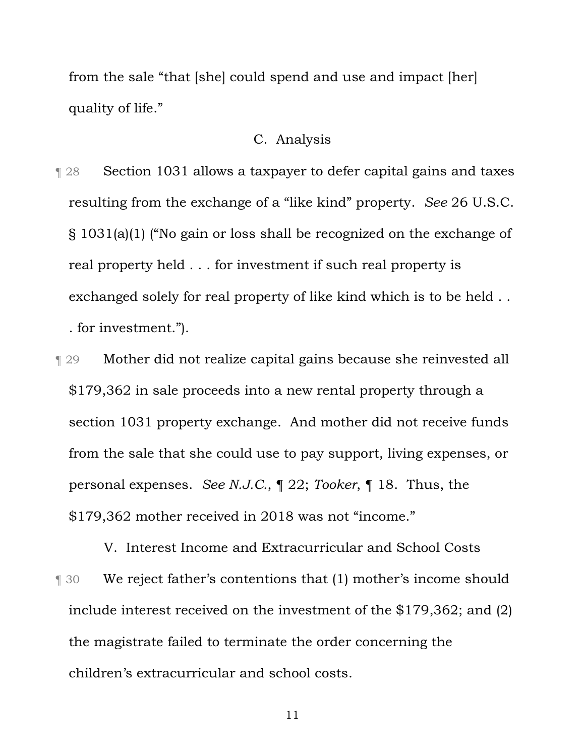from the sale "that [she] could spend and use and impact [her] quality of life."

### C. Analysis

¶ 28 Section 1031 allows a taxpayer to defer capital gains and taxes resulting from the exchange of a "like kind" property. *See* 26 U.S.C. § 1031(a)(1) ("No gain or loss shall be recognized on the exchange of real property held . . . for investment if such real property is exchanged solely for real property of like kind which is to be held . . . for investment.").

¶ 29 Mother did not realize capital gains because she reinvested all $179,362 in sale proceeds into a new rental property through a section 1031 property exchange. And mother did not receive funds from the sale that she could use to pay support, living expenses, or personal expenses. *See N.J.C.*, ¶ 22; *Tooker*, ¶ 18. Thus, the $179,362 mother received in 2018 was not "income."

## V. Interest Income and Extracurricular and School Costs

¶ 30 We reject father's contentions that (1) mother's income should include interest received on the investment of the $179,362; and (2) the magistrate failed to terminate the order concerning the children's extracurricular and school costs.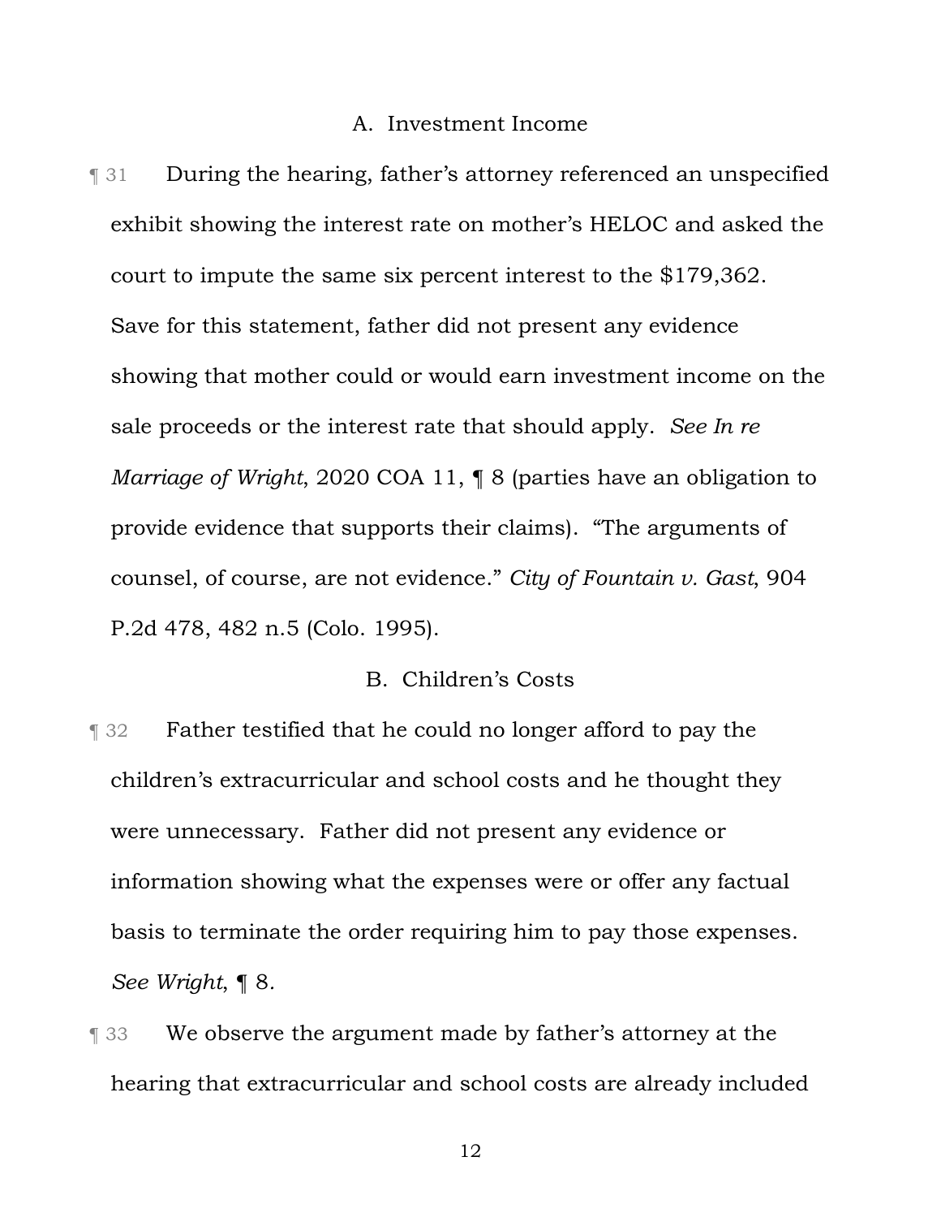### A. Investment Income

¶ 31 During the hearing, father's attorney referenced an unspecified exhibit showing the interest rate on mother's HELOC and asked the court to impute the same six percent interest to the $179,362. Save for this statement, father did not present any evidence showing that mother could or would earn investment income on the sale proceeds or the interest rate that should apply. *See In re Marriage of Wright*, 2020 COA 11, ¶ 8 (parties have an obligation to provide evidence that supports their claims). "The arguments of counsel, of course, are not evidence." *City of Fountain v. Gast*, 904 P.2d 478, 482 n.5 (Colo. 1995).

### B. Children's Costs

¶ 32 Father testified that he could no longer afford to pay the children's extracurricular and school costs and he thought they were unnecessary. Father did not present any evidence or information showing what the expenses were or offer any factual basis to terminate the order requiring him to pay those expenses. *See Wright*, ¶ 8.

¶ 33 We observe the argument made by father's attorney at the hearing that extracurricular and school costs are already included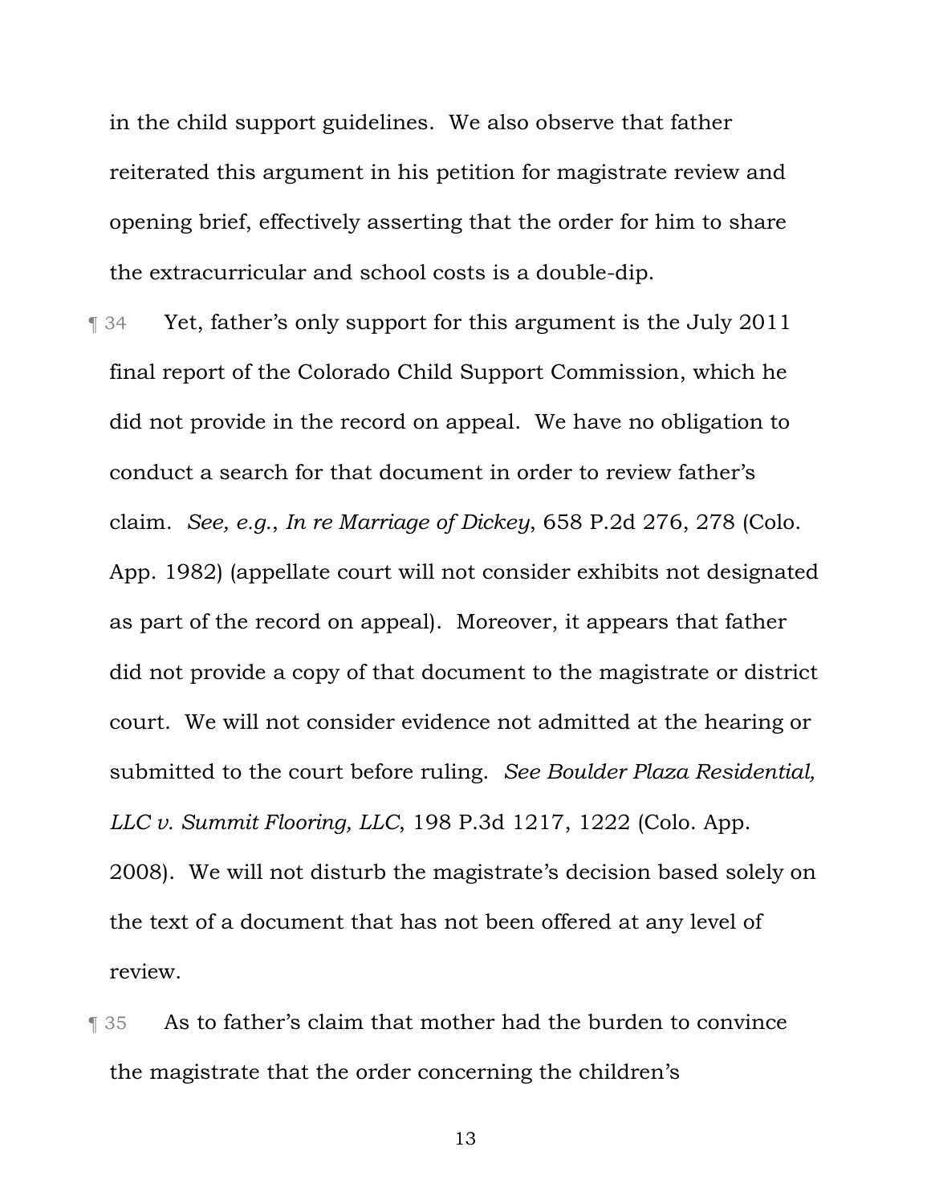in the child support guidelines. We also observe that father reiterated this argument in his petition for magistrate review and opening brief, effectively asserting that the order for him to share the extracurricular and school costs is a double-dip.

¶ 34 Yet, father's only support for this argument is the July 2011 final report of the Colorado Child Support Commission, which he did not provide in the record on appeal. We have no obligation to conduct a search for that document in order to review father's claim. *See, e.g.*, *In re Marriage of Dickey*, 658 P.2d 276, 278 (Colo. App. 1982) (appellate court will not consider exhibits not designated as part of the record on appeal). Moreover, it appears that father did not provide a copy of that document to the magistrate or district court. We will not consider evidence not admitted at the hearing or submitted to the court before ruling. *See Boulder Plaza Residential, LLC v. Summit Flooring, LLC*, 198 P.3d 1217, 1222 (Colo. App. 2008). We will not disturb the magistrate's decision based solely on the text of a document that has not been offered at any level of review.

¶ 35 As to father's claim that mother had the burden to convince the magistrate that the order concerning the children's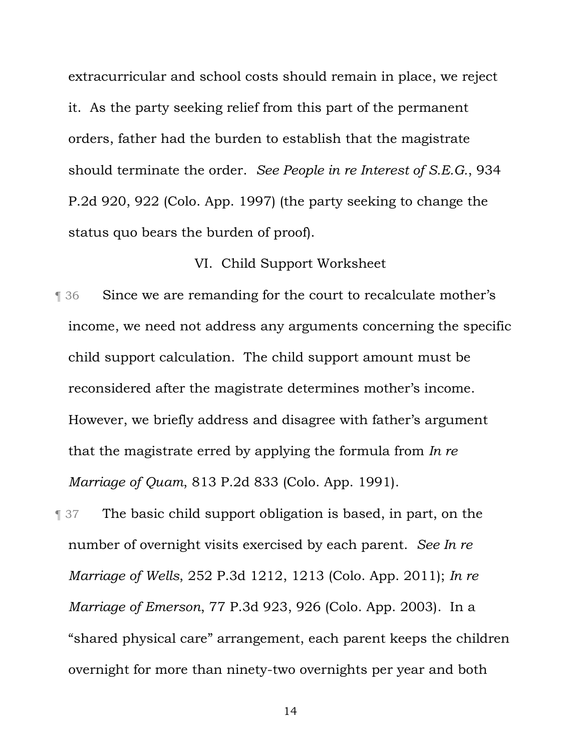extracurricular and school costs should remain in place, we reject it. As the party seeking relief from this part of the permanent orders, father had the burden to establish that the magistrate should terminate the order. *See People in re Interest of S.E.G.*, 934 P.2d 920, 922 (Colo. App. 1997) (the party seeking to change the status quo bears the burden of proof).

## VI. Child Support Worksheet

¶ 36 Since we are remanding for the court to recalculate mother's income, we need not address any arguments concerning the specific child support calculation. The child support amount must be reconsidered after the magistrate determines mother's income. However, we briefly address and disagree with father's argument that the magistrate erred by applying the formula from *In re Marriage of Quam*, 813 P.2d 833 (Colo. App. 1991).

¶ 37 The basic child support obligation is based, in part, on the number of overnight visits exercised by each parent. *See In re Marriage of Wells*, 252 P.3d 1212, 1213 (Colo. App. 2011); *In re Marriage of Emerson*, 77 P.3d 923, 926 (Colo. App. 2003). In a "shared physical care" arrangement, each parent keeps the children overnight for more than ninety-two overnights per year and both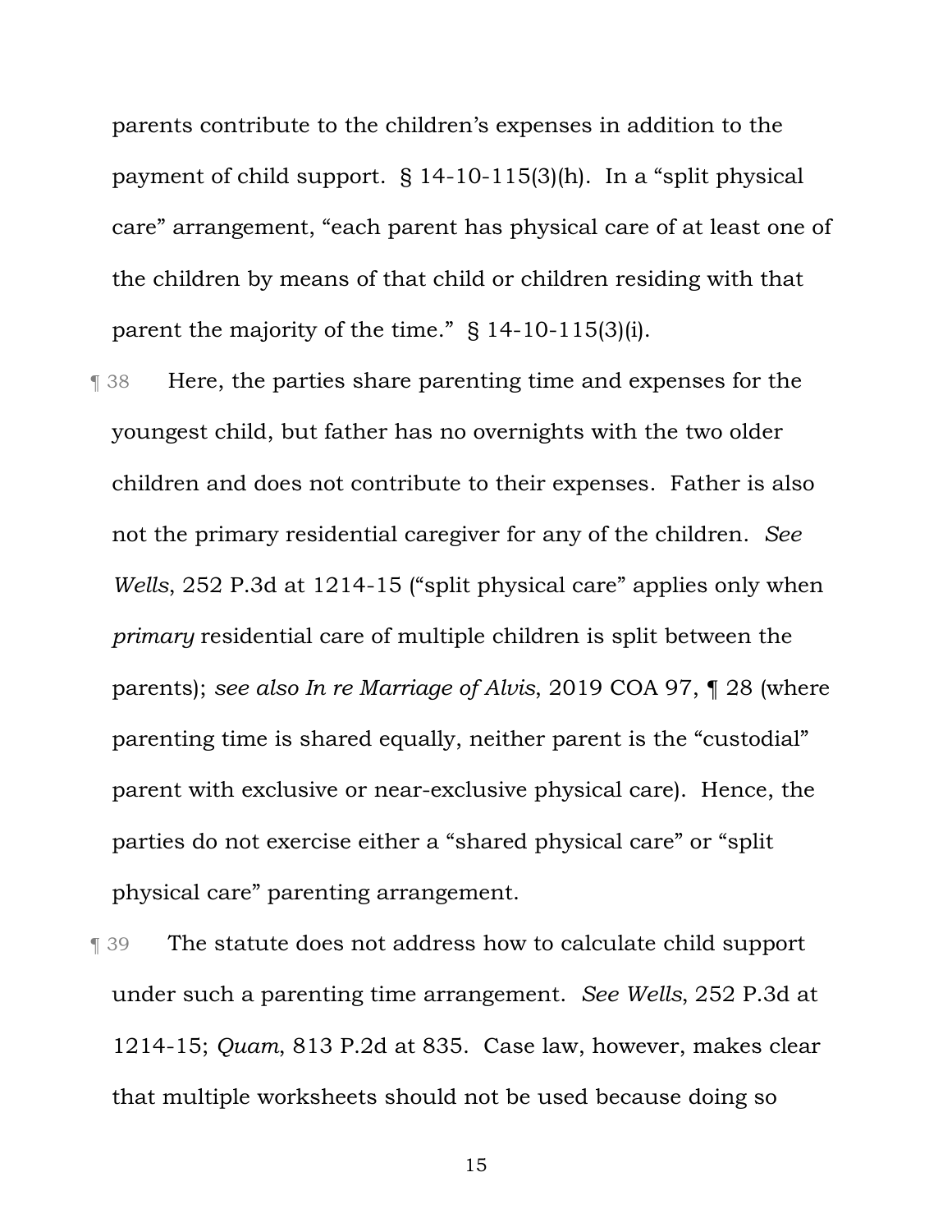parents contribute to the children's expenses in addition to the payment of child support. § 14-10-115(3)(h). In a "split physical care" arrangement, "each parent has physical care of at least one of the children by means of that child or children residing with that parent the majority of the time." § 14-10-115(3)(i).

¶ 38 Here, the parties share parenting time and expenses for the youngest child, but father has no overnights with the two older children and does not contribute to their expenses. Father is also not the primary residential caregiver for any of the children. *See Wells*, 252 P.3d at 1214-15 ("split physical care" applies only when *primary* residential care of multiple children is split between the parents); *see also In re Marriage of Alvis*, 2019 COA 97, ¶ 28 (where parenting time is shared equally, neither parent is the "custodial" parent with exclusive or near-exclusive physical care). Hence, the parties do not exercise either a "shared physical care" or "split physical care" parenting arrangement.

¶ 39 The statute does not address how to calculate child support under such a parenting time arrangement. *See Wells*, 252 P.3d at 1214-15; *Quam*, 813 P.2d at 835. Case law, however, makes clear that multiple worksheets should not be used because doing so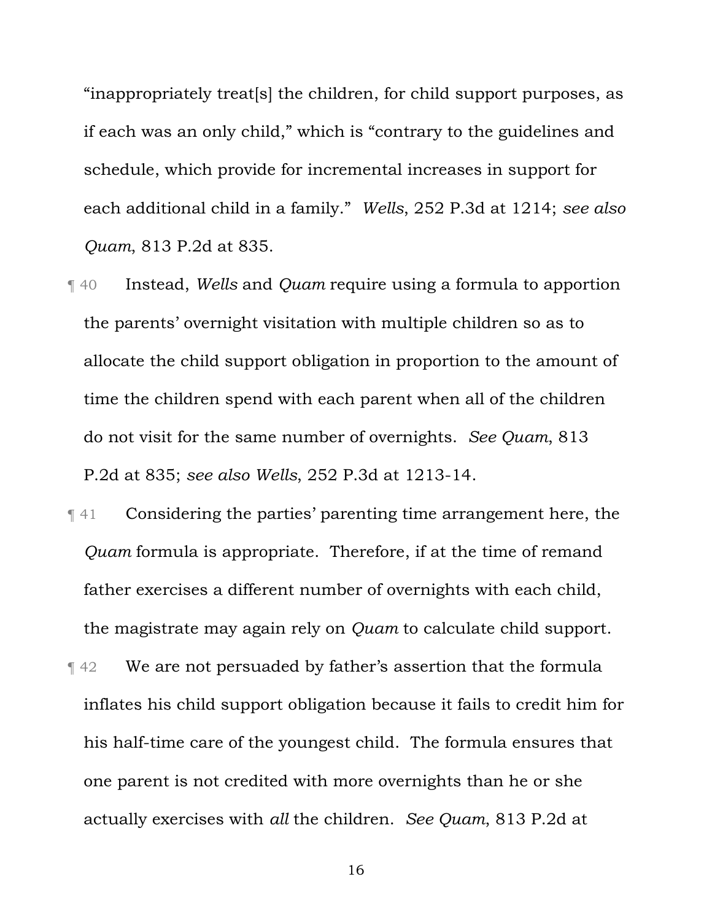"inappropriately treat[s] the children, for child support purposes, as if each was an only child," which is "contrary to the guidelines and schedule, which provide for incremental increases in support for each additional child in a family." *Wells*, 252 P.3d at 1214; *see also Quam*, 813 P.2d at 835.

¶ 40 Instead, *Wells* and *Quam* require using a formula to apportion the parents' overnight visitation with multiple children so as to allocate the child support obligation in proportion to the amount of time the children spend with each parent when all of the children do not visit for the same number of overnights. *See Quam*, 813 P.2d at 835; *see also Wells*, 252 P.3d at 1213-14.

¶ 41 Considering the parties' parenting time arrangement here, the *Quam* formula is appropriate. Therefore, if at the time of remand father exercises a different number of overnights with each child, the magistrate may again rely on *Quam* to calculate child support.

¶ 42 We are not persuaded by father's assertion that the formula inflates his child support obligation because it fails to credit him for his half-time care of the youngest child. The formula ensures that one parent is not credited with more overnights than he or she actually exercises with *all* the children. *See Quam*, 813 P.2d at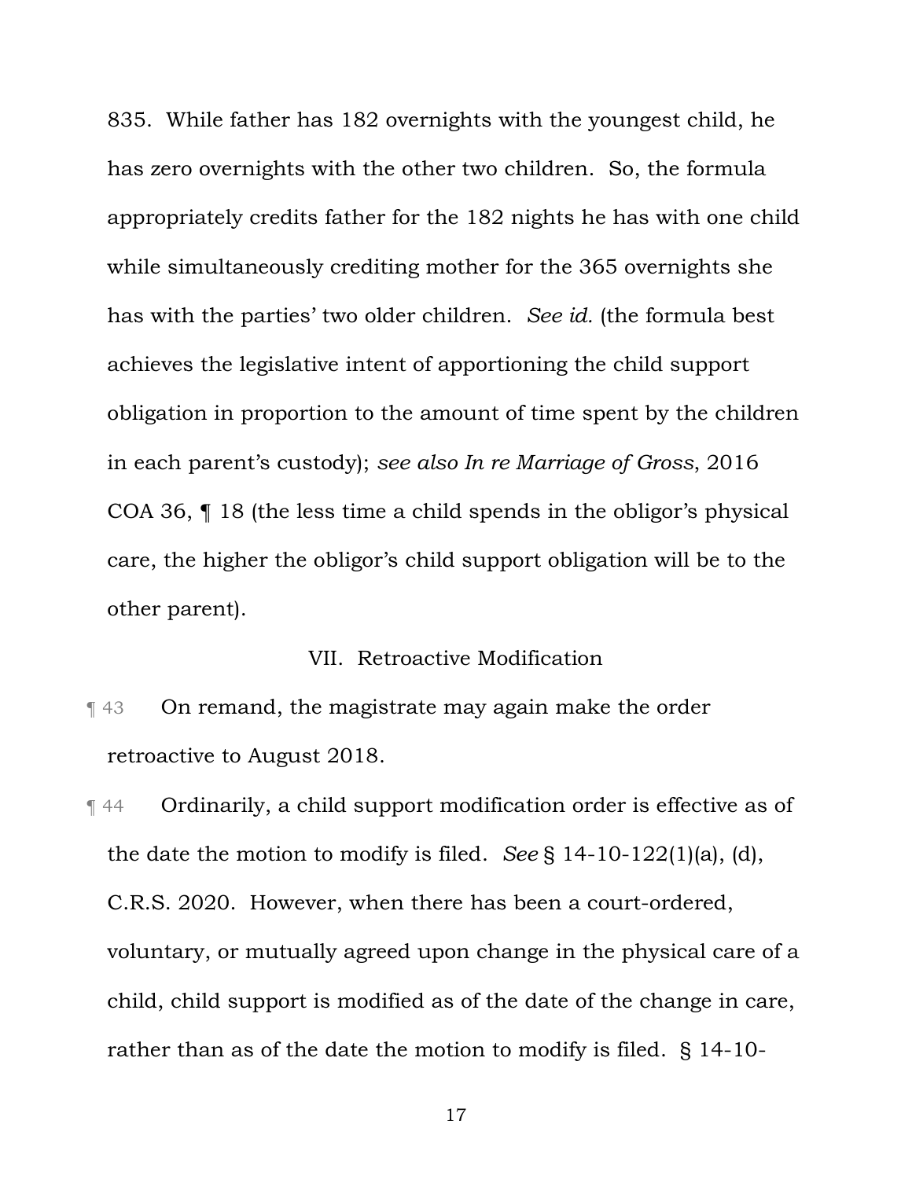835. While father has 182 overnights with the youngest child, he has zero overnights with the other two children. So, the formula appropriately credits father for the 182 nights he has with one child while simultaneously crediting mother for the 365 overnights she has with the parties' two older children. *See id.* (the formula best achieves the legislative intent of apportioning the child support obligation in proportion to the amount of time spent by the children in each parent's custody); *see also In re Marriage of Gross*, 2016 COA 36, ¶ 18 (the less time a child spends in the obligor's physical care, the higher the obligor's child support obligation will be to the other parent).

## VII. Retroactive Modification

¶ 43 On remand, the magistrate may again make the order retroactive to August 2018.

¶ 44 Ordinarily, a child support modification order is effective as of the date the motion to modify is filed. *See* § 14-10-122(1)(a), (d), C.R.S. 2020. However, when there has been a court-ordered, voluntary, or mutually agreed upon change in the physical care of a child, child support is modified as of the date of the change in care, rather than as of the date the motion to modify is filed. § 14-10-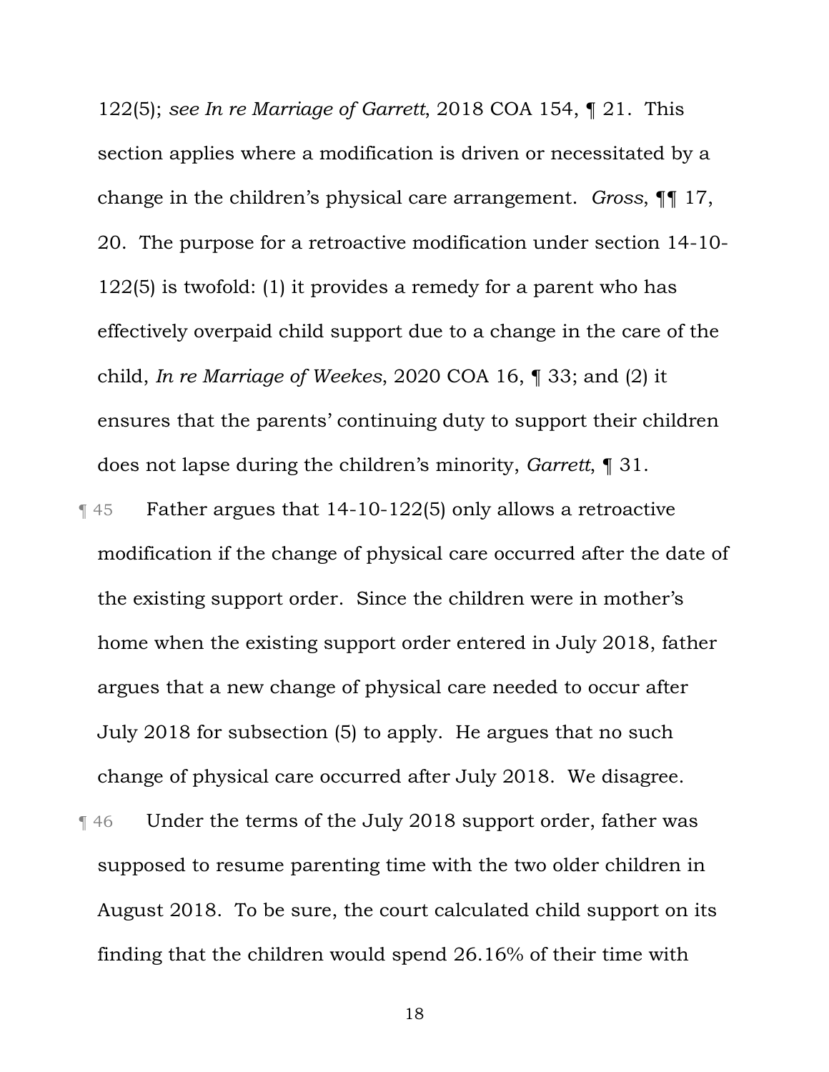122(5); *see In re Marriage of Garrett*, 2018 COA 154, ¶ 21. This section applies where a modification is driven or necessitated by a change in the children's physical care arrangement. *Gross*, ¶¶ 17, 20. The purpose for a retroactive modification under section 14-10-122(5) is twofold: (1) it provides a remedy for a parent who has effectively overpaid child support due to a change in the care of the child, *In re Marriage of Weekes*, 2020 COA 16, ¶ 33; and (2) it ensures that the parents' continuing duty to support their children does not lapse during the children's minority, *Garrett*, ¶ 31.

¶ 45 Father argues that 14-10-122(5) only allows a retroactive modification if the change of physical care occurred after the date of the existing support order. Since the children were in mother's home when the existing support order entered in July 2018, father argues that a new change of physical care needed to occur after July 2018 for subsection (5) to apply. He argues that no such change of physical care occurred after July 2018. We disagree.

¶ 46 Under the terms of the July 2018 support order, father was supposed to resume parenting time with the two older children in August 2018. To be sure, the court calculated child support on its finding that the children would spend 26.16% of their time with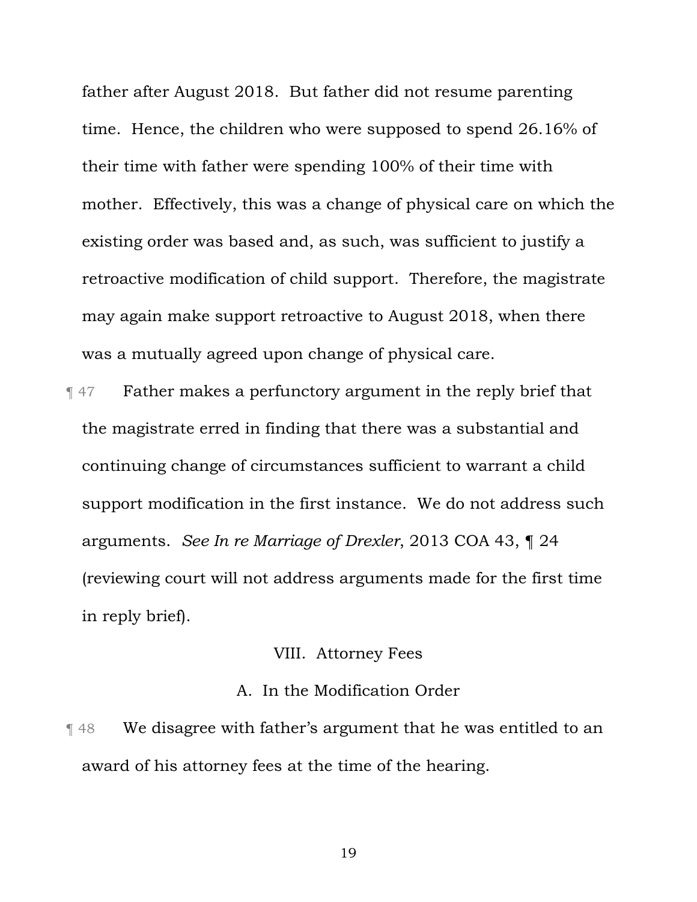father after August 2018. But father did not resume parenting time. Hence, the children who were supposed to spend 26.16% of their time with father were spending 100% of their time with mother. Effectively, this was a change of physical care on which the existing order was based and, as such, was sufficient to justify a retroactive modification of child support. Therefore, the magistrate may again make support retroactive to August 2018, when there was a mutually agreed upon change of physical care.

¶ 47 Father makes a perfunctory argument in the reply brief that the magistrate erred in finding that there was a substantial and continuing change of circumstances sufficient to warrant a child support modification in the first instance. We do not address such arguments. *See In re Marriage of Drexler*, 2013 COA 43, ¶ 24 (reviewing court will not address arguments made for the first time in reply brief).

## VIII. Attorney Fees

### A. In the Modification Order

¶ 48 We disagree with father's argument that he was entitled to an award of his attorney fees at the time of the hearing.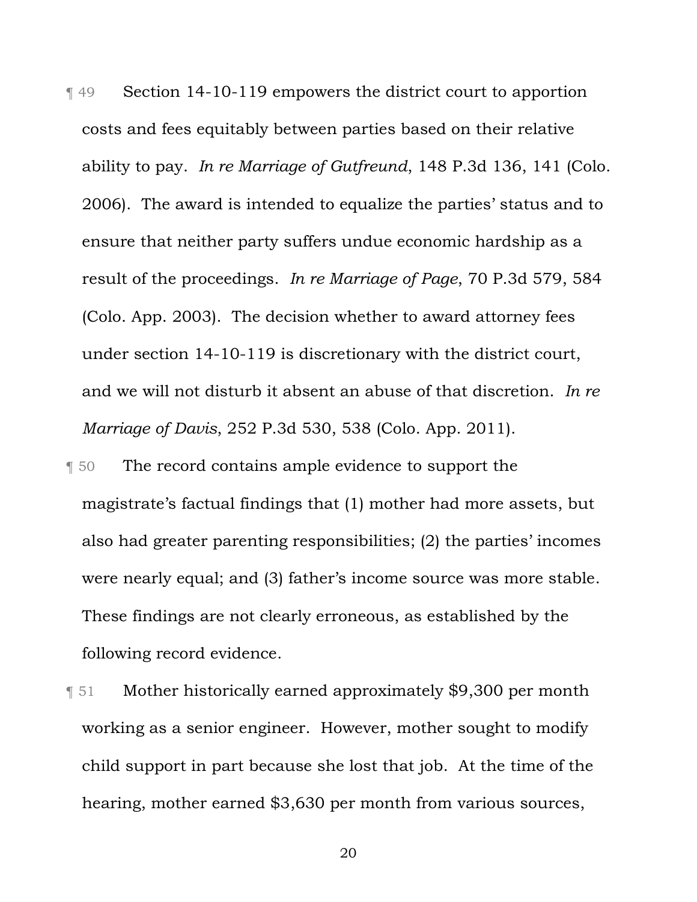¶ 49 Section 14-10-119 empowers the district court to apportion costs and fees equitably between parties based on their relative ability to pay. *In re Marriage of Gutfreund*, 148 P.3d 136, 141 (Colo. 2006). The award is intended to equalize the parties' status and to ensure that neither party suffers undue economic hardship as a result of the proceedings. *In re Marriage of Page*, 70 P.3d 579, 584 (Colo. App. 2003). The decision whether to award attorney fees under section 14-10-119 is discretionary with the district court, and we will not disturb it absent an abuse of that discretion. *In re Marriage of Davis*, 252 P.3d 530, 538 (Colo. App. 2011).

¶ 50 The record contains ample evidence to support the magistrate's factual findings that (1) mother had more assets, but also had greater parenting responsibilities; (2) the parties' incomes were nearly equal; and (3) father's income source was more stable. These findings are not clearly erroneous, as established by the following record evidence.

¶ 51 Mother historically earned approximately $9,300 per month working as a senior engineer. However, mother sought to modify child support in part because she lost that job. At the time of the hearing, mother earned $3,630 per month from various sources,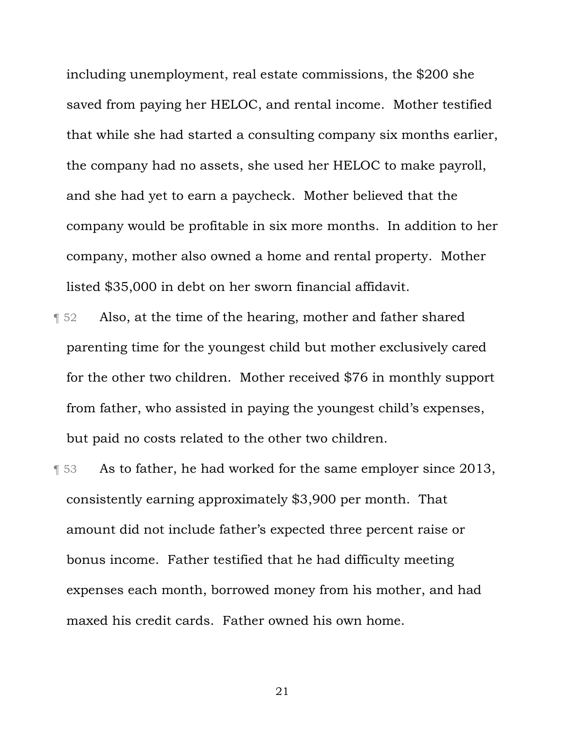including unemployment, real estate commissions, the $200 she saved from paying her HELOC, and rental income. Mother testified that while she had started a consulting company six months earlier, the company had no assets, she used her HELOC to make payroll, and she had yet to earn a paycheck. Mother believed that the company would be profitable in six more months. In addition to her company, mother also owned a home and rental property. Mother listed $35,000 in debt on her sworn financial affidavit.

¶ 52 Also, at the time of the hearing, mother and father shared parenting time for the youngest child but mother exclusively cared for the other two children. Mother received $76 in monthly support from father, who assisted in paying the youngest child's expenses, but paid no costs related to the other two children.

¶ 53 As to father, he had worked for the same employer since 2013, consistently earning approximately $3,900 per month. That amount did not include father's expected three percent raise or bonus income. Father testified that he had difficulty meeting expenses each month, borrowed money from his mother, and had maxed his credit cards. Father owned his own home.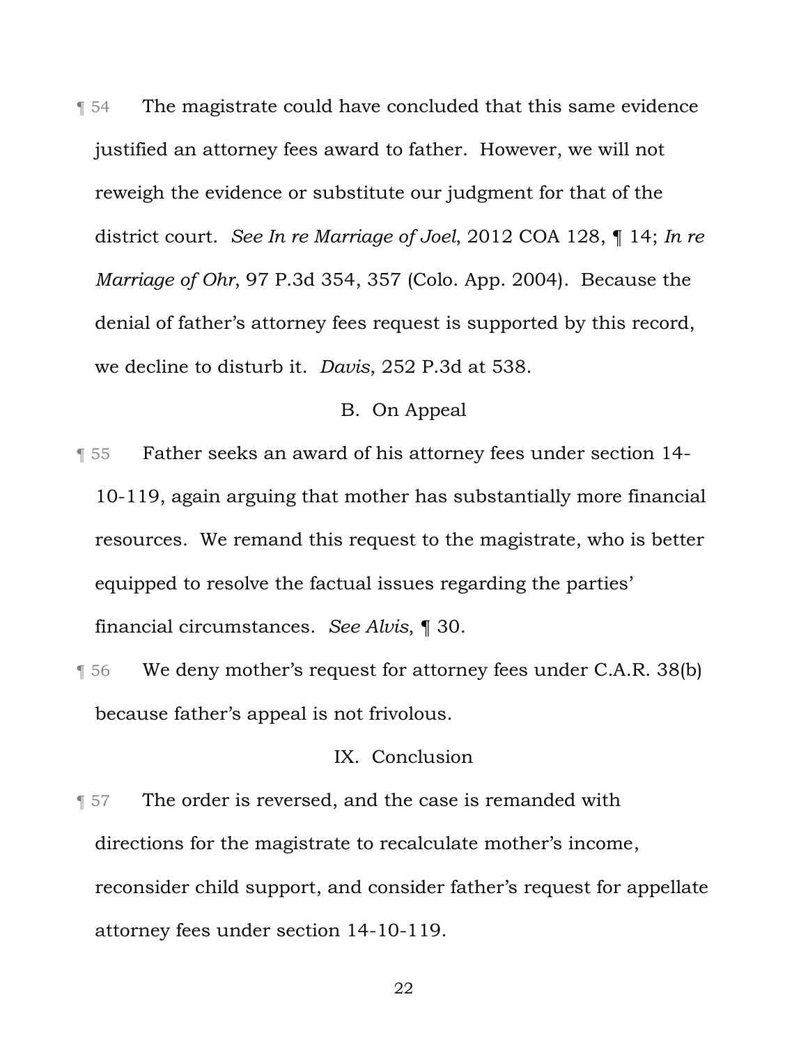¶ 54 The magistrate could have concluded that this same evidence justified an attorney fees award to father. However, we will not reweigh the evidence or substitute our judgment for that of the district court. *See In re Marriage of Joel*, 2012 COA 128, ¶ 14; *In re Marriage of Ohr*, 97 P.3d 354, 357 (Colo. App. 2004). Because the denial of father's attorney fees request is supported by this record, we decline to disturb it. *Davis*, 252 P.3d at 538.

### B. On Appeal

¶ 55 Father seeks an award of his attorney fees under section 14-10-119, again arguing that mother has substantially more financial resources. We remand this request to the magistrate, who is better equipped to resolve the factual issues regarding the parties' financial circumstances. *See Alvis*, ¶ 30.

¶ 56 We deny mother's request for attorney fees under C.A.R. 38(b) because father's appeal is not frivolous.

## IX. Conclusion

¶ 57 The order is reversed, and the case is remanded with directions for the magistrate to recalculate mother's income, reconsider child support, and consider father's request for appellate attorney fees under section 14-10-119.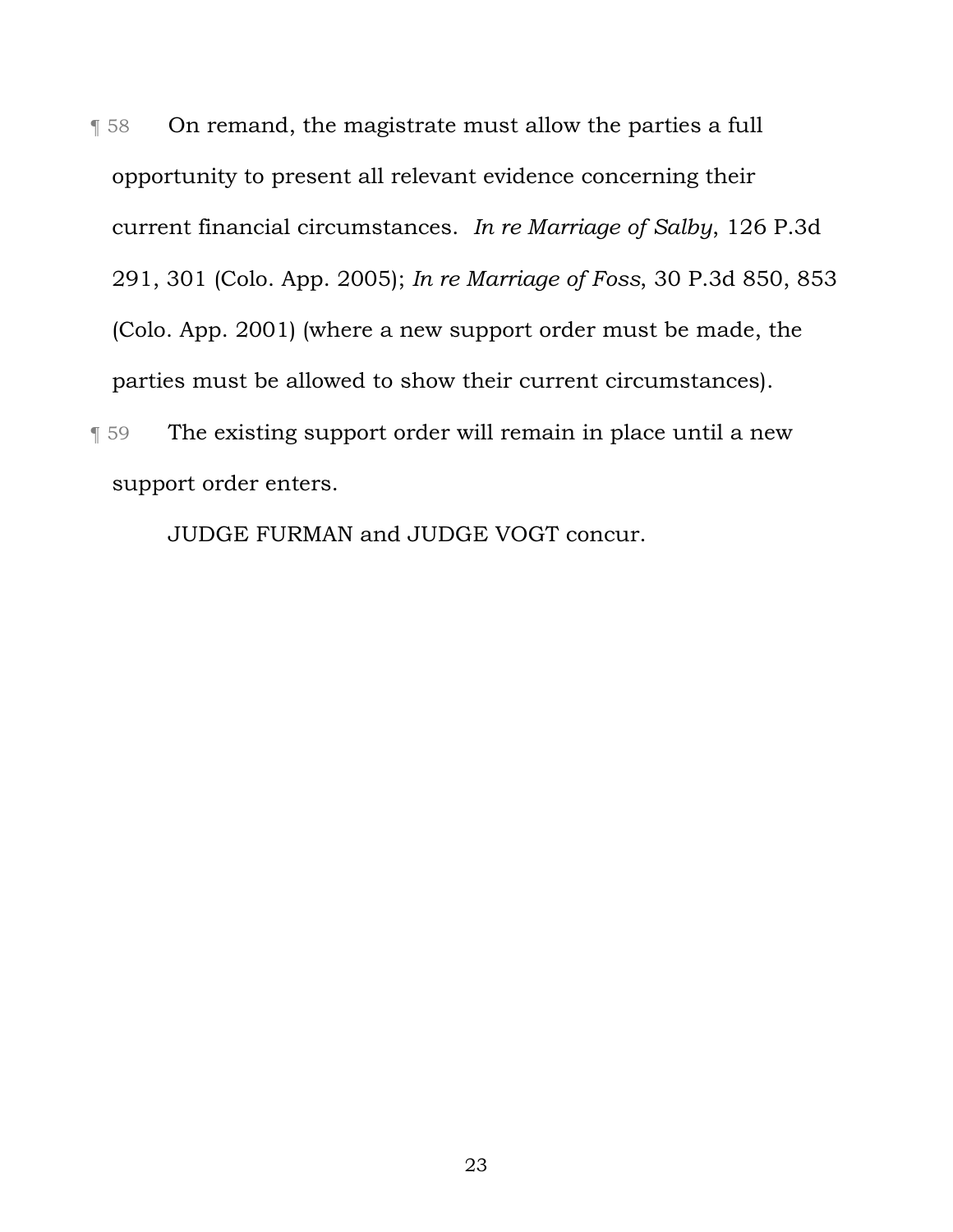¶ 58 On remand, the magistrate must allow the parties a full opportunity to present all relevant evidence concerning their current financial circumstances. *In re Marriage of Salby*, 126 P.3d 291, 301 (Colo. App. 2005); *In re Marriage of Foss*, 30 P.3d 850, 853 (Colo. App. 2001) (where a new support order must be made, the parties must be allowed to show their current circumstances).

¶ 59 The existing support order will remain in place until a new support order enters.

JUDGE FURMAN and JUDGE VOGT concur.